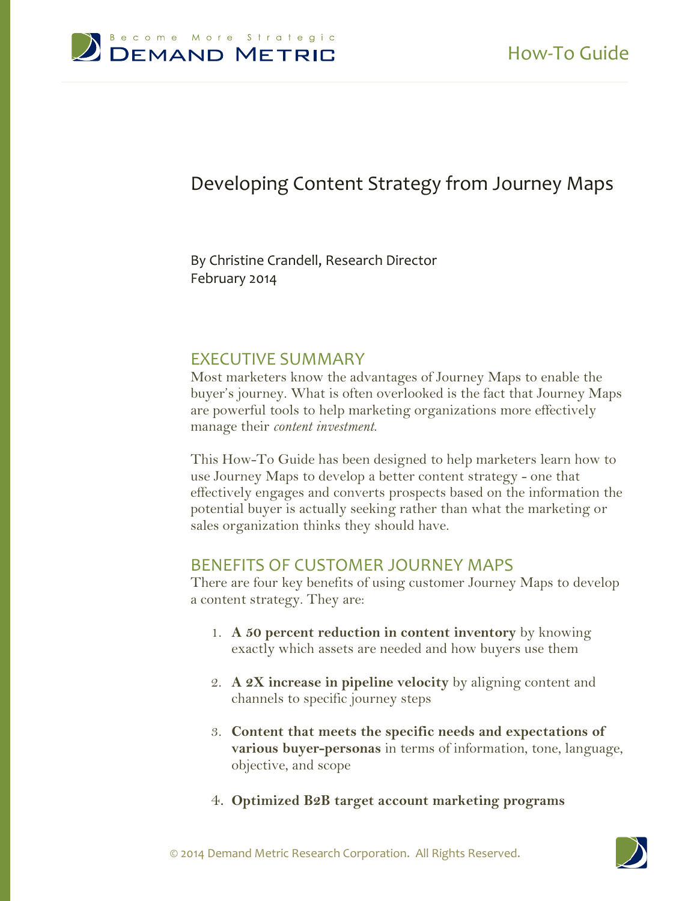Become More Strategic
**DEMAND METRIC**

How-To Guide

# Developing Content Strategy from Journey Maps

By Christine Crandell, Research Director
February 2014

## EXECUTIVE SUMMARY

Most marketers know the advantages of Journey Maps to enable the buyer's journey. What is often overlooked is the fact that Journey Maps are powerful tools to help marketing organizations more effectively manage their *content investment.*

This How-To Guide has been designed to help marketers learn how to use Journey Maps to develop a better content strategy - one that effectively engages and converts prospects based on the information the potential buyer is actually seeking rather than what the marketing or sales organization thinks they should have.

## BENEFITS OF CUSTOMER JOURNEY MAPS

There are four key benefits of using customer Journey Maps to develop a content strategy. They are:

1. **A 50 percent reduction in content inventory** by knowing exactly which assets are needed and how buyers use them
2. **A 2X increase in pipeline velocity** by aligning content and channels to specific journey steps
3. **Content that meets the specific needs and expectations of various buyer-personas** in terms of information, tone, language, objective, and scope
4. **Optimized B2B target account marketing programs**

© 2014 Demand Metric Research Corporation. All Rights Reserved.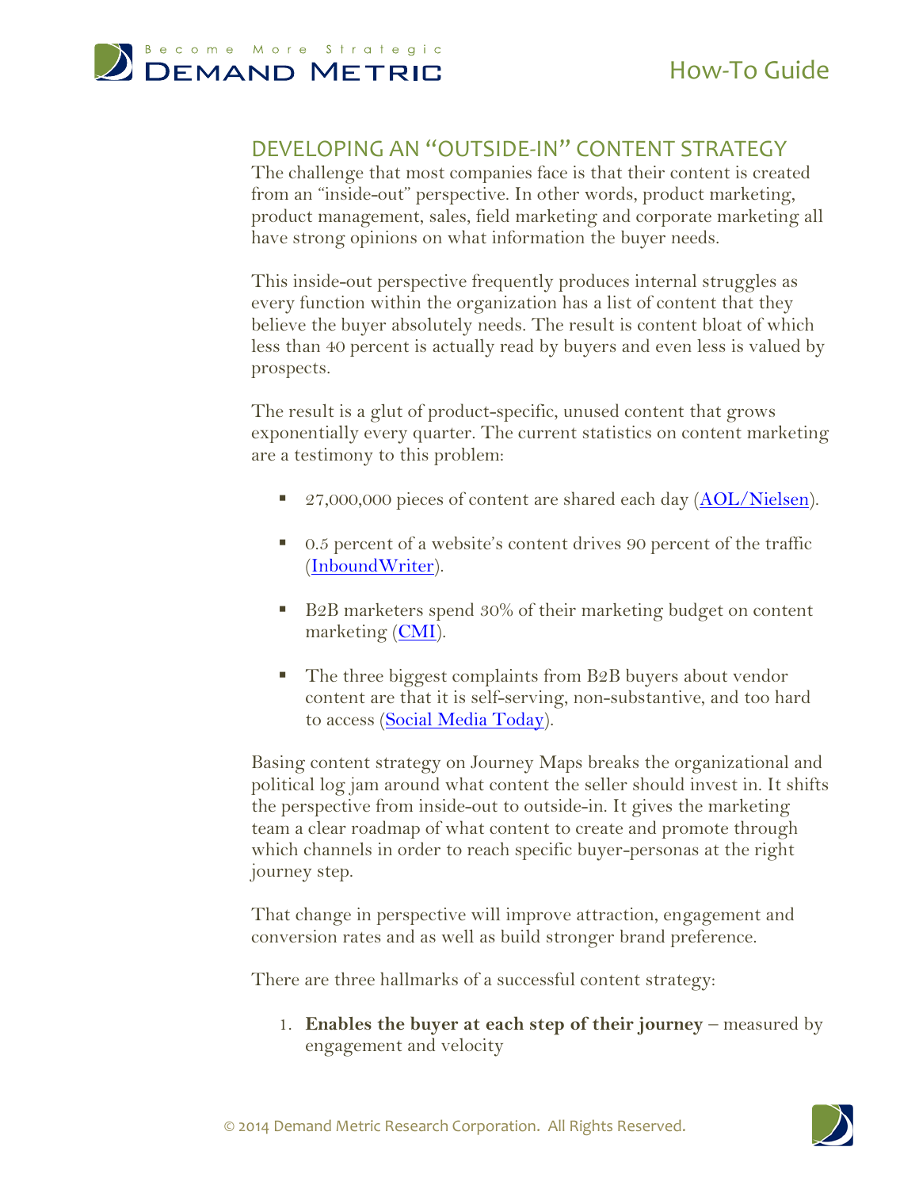## DEVELOPING AN "OUTSIDE-IN" CONTENT STRATEGY

The challenge that most companies face is that their content is created from an "inside-out" perspective. In other words, product marketing, product management, sales, field marketing and corporate marketing all have strong opinions on what information the buyer needs.

This inside-out perspective frequently produces internal struggles as every function within the organization has a list of content that they believe the buyer absolutely needs. The result is content bloat of which less than 40 percent is actually read by buyers and even less is valued by prospects.

The result is a glut of product-specific, unused content that grows exponentially every quarter. The current statistics on content marketing are a testimony to this problem:

- 27,000,000 pieces of content are shared each day (AOL/Nielsen).
- 0.5 percent of a website's content drives 90 percent of the traffic (InboundWriter).
- B2B marketers spend 30% of their marketing budget on content marketing (CMI).
- The three biggest complaints from B2B buyers about vendor content are that it is self-serving, non-substantive, and too hard to access (Social Media Today).

Basing content strategy on Journey Maps breaks the organizational and political log jam around what content the seller should invest in. It shifts the perspective from inside-out to outside-in. It gives the marketing team a clear roadmap of what content to create and promote through which channels in order to reach specific buyer-personas at the right journey step.

That change in perspective will improve attraction, engagement and conversion rates and as well as build stronger brand preference.

There are three hallmarks of a successful content strategy:

1. **Enables the buyer at each step of their journey** – measured by engagement and velocity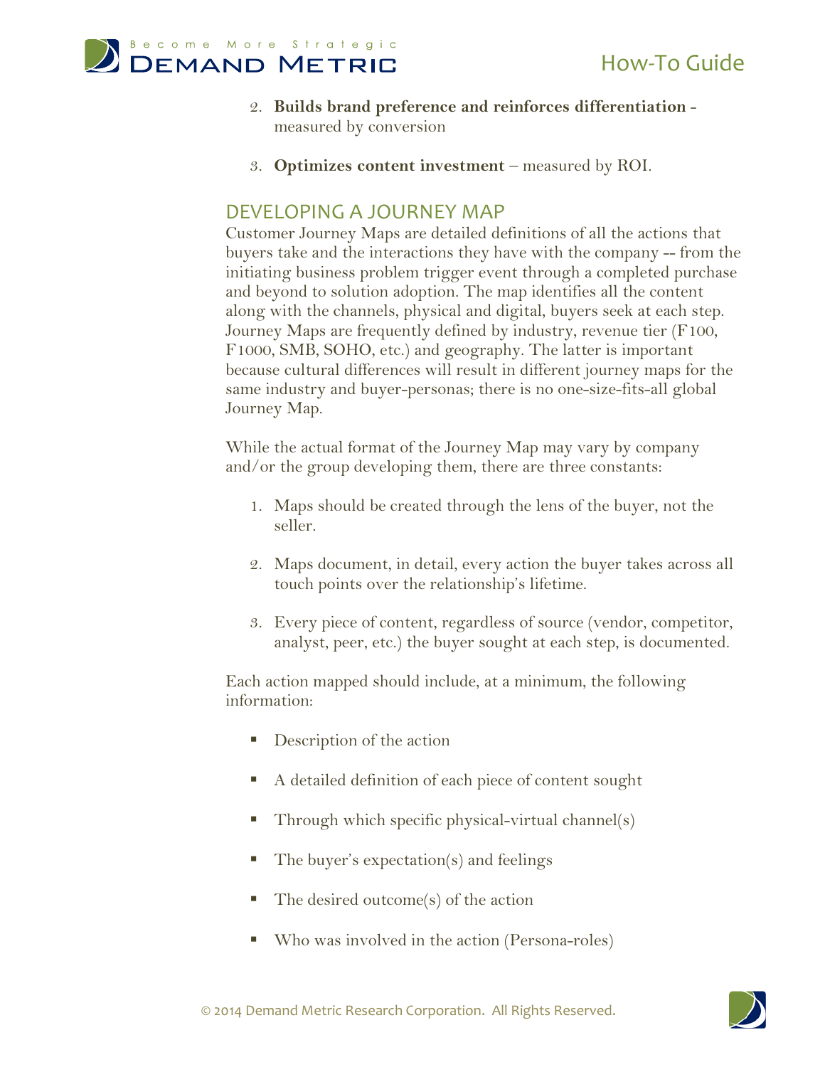2. **Builds brand preference and reinforces differentiation** - measured by conversion

3. **Optimizes content investment** – measured by ROI.

## DEVELOPING A JOURNEY MAP

Customer Journey Maps are detailed definitions of all the actions that buyers take and the interactions they have with the company -- from the initiating business problem trigger event through a completed purchase and beyond to solution adoption. The map identifies all the content along with the channels, physical and digital, buyers seek at each step. Journey Maps are frequently defined by industry, revenue tier (F100, F1000, SMB, SOHO, etc.) and geography. The latter is important because cultural differences will result in different journey maps for the same industry and buyer-personas; there is no one-size-fits-all global Journey Map.

While the actual format of the Journey Map may vary by company and/or the group developing them, there are three constants:

1. Maps should be created through the lens of the buyer, not the seller.

2. Maps document, in detail, every action the buyer takes across all touch points over the relationship's lifetime.

3. Every piece of content, regardless of source (vendor, competitor, analyst, peer, etc.) the buyer sought at each step, is documented.

Each action mapped should include, at a minimum, the following information:

- Description of the action
- A detailed definition of each piece of content sought
- Through which specific physical-virtual channel(s)
- The buyer's expectation(s) and feelings
- The desired outcome(s) of the action
- Who was involved in the action (Persona-roles)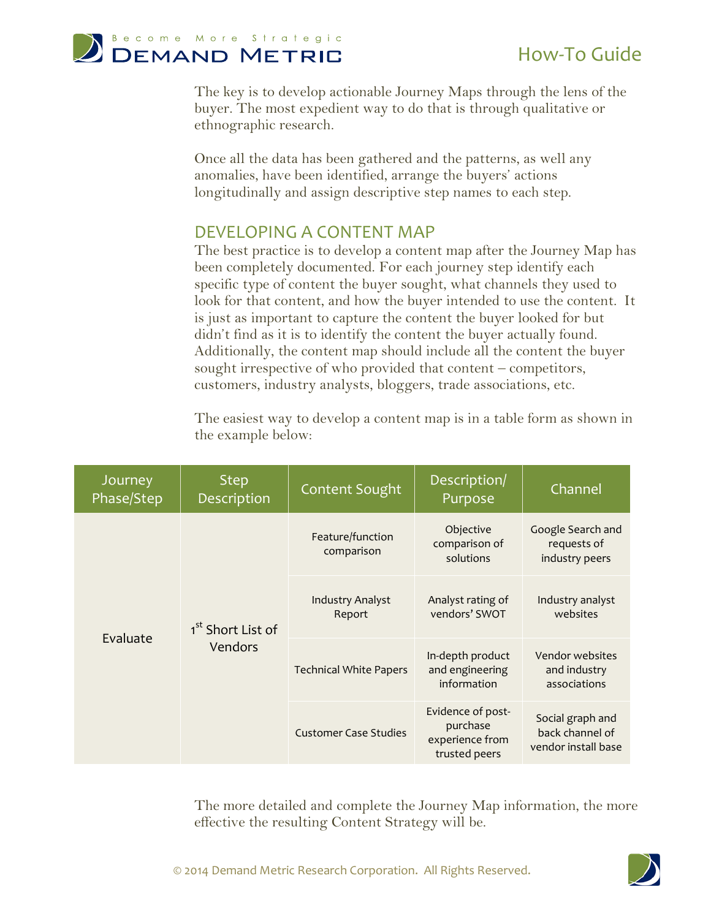The key is to develop actionable Journey Maps through the lens of the buyer. The most expedient way to do that is through qualitative or ethnographic research.

Once all the data has been gathered and the patterns, as well any anomalies, have been identified, arrange the buyers' actions longitudinally and assign descriptive step names to each step.

## DEVELOPING A CONTENT MAP

The best practice is to develop a content map after the Journey Map has been completely documented. For each journey step identify each specific type of content the buyer sought, what channels they used to look for that content, and how the buyer intended to use the content. It is just as important to capture the content the buyer looked for but didn't find as it is to identify the content the buyer actually found. Additionally, the content map should include all the content the buyer sought irrespective of who provided that content – competitors, customers, industry analysts, bloggers, trade associations, etc.

The easiest way to develop a content map is in a table form as shown in the example below:

| Journey Phase/Step | Step Description | Content Sought | Description/ Purpose | Channel |
|---|---|---|---|---|
| Evaluate | 1st Short List of Vendors | Feature/function comparison | Objective comparison of solutions | Google Search and requests of industry peers |
| | | Industry Analyst Report | Analyst rating of vendors' SWOT | Industry analyst websites |
| | | Technical White Papers | In-depth product and engineering information | Vendor websites and industry associations |
| | | Customer Case Studies | Evidence of post-purchase experience from trusted peers | Social graph and back channel of vendor install base |

The more detailed and complete the Journey Map information, the more effective the resulting Content Strategy will be.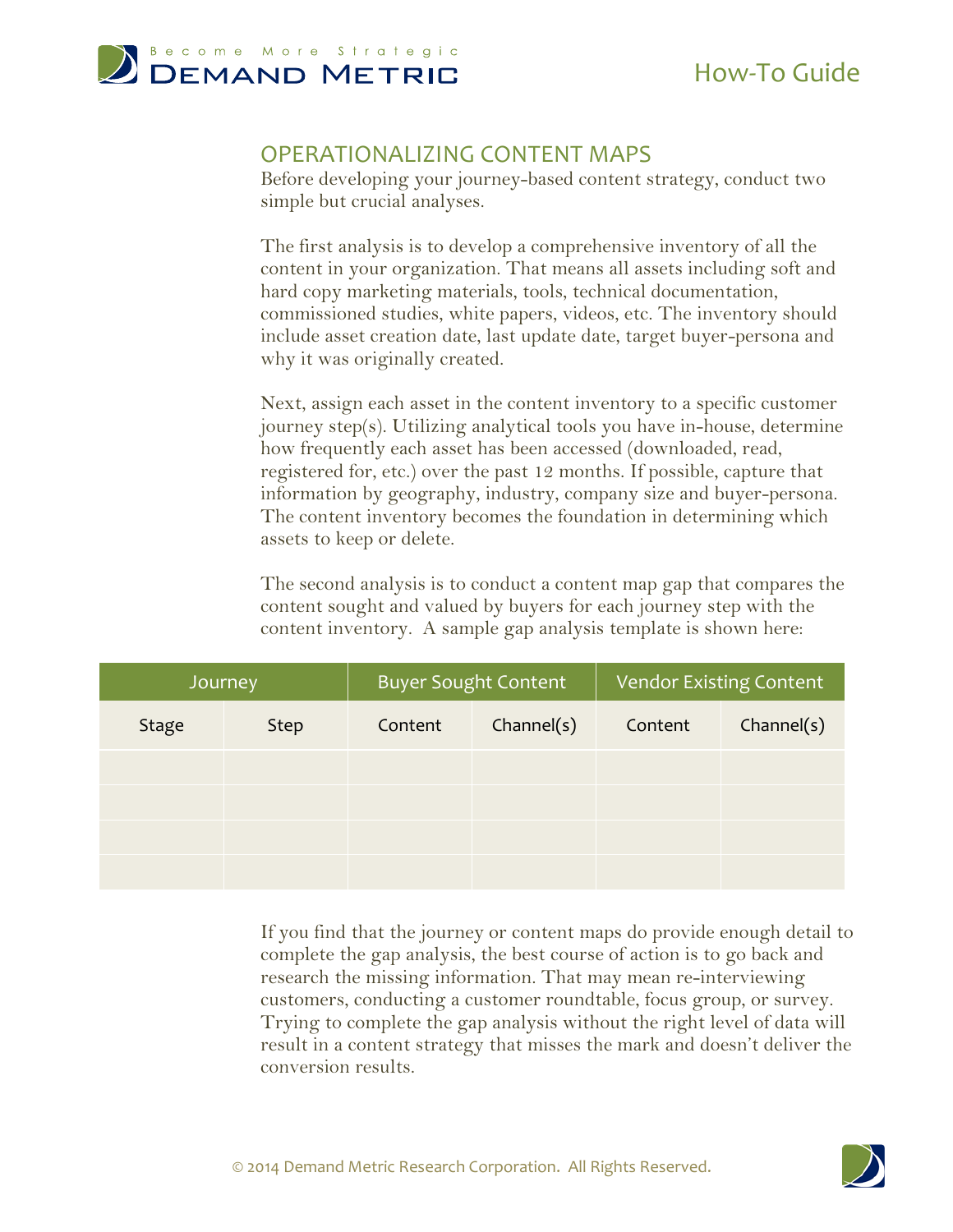## OPERATIONALIZING CONTENT MAPS

Before developing your journey-based content strategy, conduct two simple but crucial analyses.

The first analysis is to develop a comprehensive inventory of all the content in your organization. That means all assets including soft and hard copy marketing materials, tools, technical documentation, commissioned studies, white papers, videos, etc. The inventory should include asset creation date, last update date, target buyer-persona and why it was originally created.

Next, assign each asset in the content inventory to a specific customer journey step(s). Utilizing analytical tools you have in-house, determine how frequently each asset has been accessed (downloaded, read, registered for, etc.) over the past 12 months. If possible, capture that information by geography, industry, company size and buyer-persona. The content inventory becomes the foundation in determining which assets to keep or delete.

The second analysis is to conduct a content map gap that compares the content sought and valued by buyers for each journey step with the content inventory. A sample gap analysis template is shown here:

| Journey | | Buyer Sought Content | | Vendor Existing Content | |
|---|---|---|---|---|---|
| Stage | Step | Content | Channel(s) | Content | Channel(s) |
| | | | | | |
| | | | | | |
| | | | | | |
| | | | | | |

If you find that the journey or content maps do provide enough detail to complete the gap analysis, the best course of action is to go back and research the missing information. That may mean re-interviewing customers, conducting a customer roundtable, focus group, or survey. Trying to complete the gap analysis without the right level of data will result in a content strategy that misses the mark and doesn't deliver the conversion results.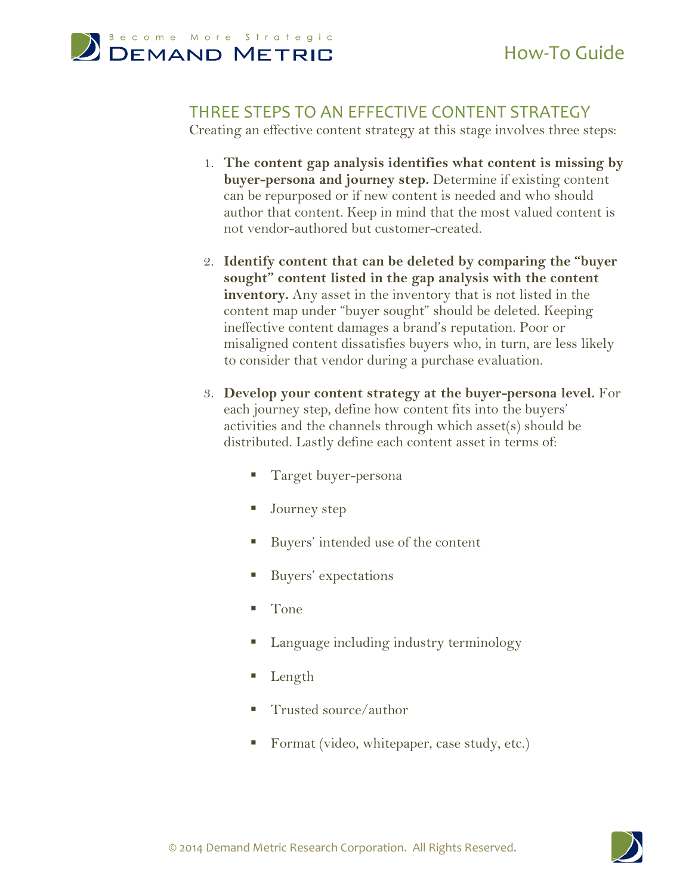## THREE STEPS TO AN EFFECTIVE CONTENT STRATEGY

Creating an effective content strategy at this stage involves three steps:

1. **The content gap analysis identifies what content is missing by buyer-persona and journey step.** Determine if existing content can be repurposed or if new content is needed and who should author that content. Keep in mind that the most valued content is not vendor-authored but customer-created.

2. **Identify content that can be deleted by comparing the "buyer sought" content listed in the gap analysis with the content inventory.** Any asset in the inventory that is not listed in the content map under "buyer sought" should be deleted. Keeping ineffective content damages a brand's reputation. Poor or misaligned content dissatisfies buyers who, in turn, are less likely to consider that vendor during a purchase evaluation.

3. **Develop your content strategy at the buyer-persona level.** For each journey step, define how content fits into the buyers' activities and the channels through which asset(s) should be distributed. Lastly define each content asset in terms of:

    - Target buyer-persona
    - Journey step
    - Buyers' intended use of the content
    - Buyers' expectations
    - Tone
    - Language including industry terminology
    - Length
    - Trusted source/author
    - Format (video, whitepaper, case study, etc.)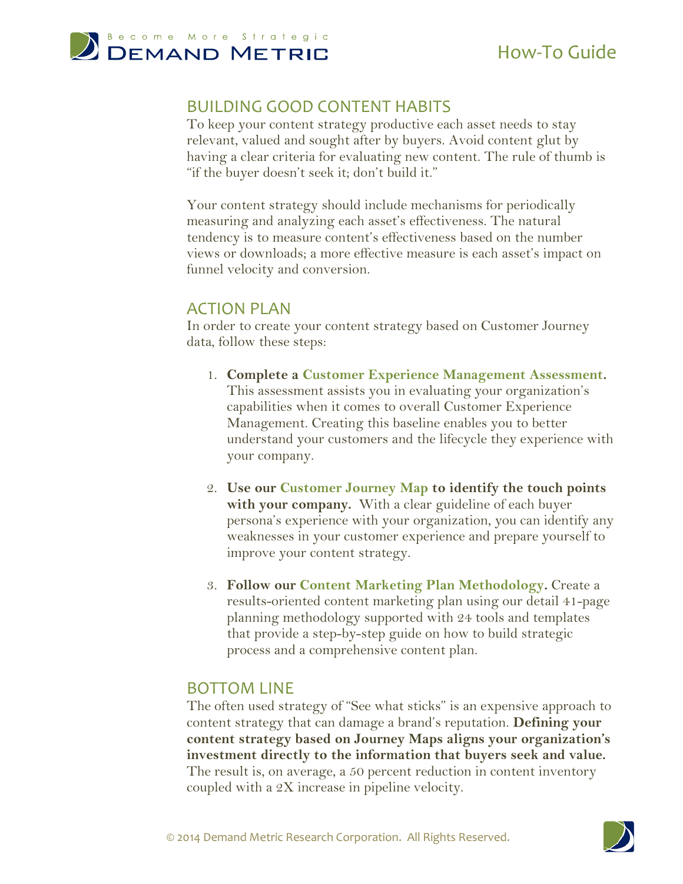## BUILDING GOOD CONTENT HABITS

To keep your content strategy productive each asset needs to stay relevant, valued and sought after by buyers. Avoid content glut by having a clear criteria for evaluating new content. The rule of thumb is "if the buyer doesn't seek it; don't build it."

Your content strategy should include mechanisms for periodically measuring and analyzing each asset's effectiveness. The natural tendency is to measure content's effectiveness based on the number views or downloads; a more effective measure is each asset's impact on funnel velocity and conversion.

## ACTION PLAN

In order to create your content strategy based on Customer Journey data, follow these steps:

1. **Complete a Customer Experience Management Assessment.** This assessment assists you in evaluating your organization's capabilities when it comes to overall Customer Experience Management. Creating this baseline enables you to better understand your customers and the lifecycle they experience with your company.

2. **Use our Customer Journey Map to identify the touch points with your company.** With a clear guideline of each buyer persona's experience with your organization, you can identify any weaknesses in your customer experience and prepare yourself to improve your content strategy.

3. **Follow our Content Marketing Plan Methodology.** Create a results-oriented content marketing plan using our detail 41-page planning methodology supported with 24 tools and templates that provide a step-by-step guide on how to build strategic process and a comprehensive content plan.

## BOTTOM LINE

The often used strategy of "See what sticks" is an expensive approach to content strategy that can damage a brand's reputation. **Defining your content strategy based on Journey Maps aligns your organization's investment directly to the information that buyers seek and value.** The result is, on average, a 50 percent reduction in content inventory coupled with a 2X increase in pipeline velocity.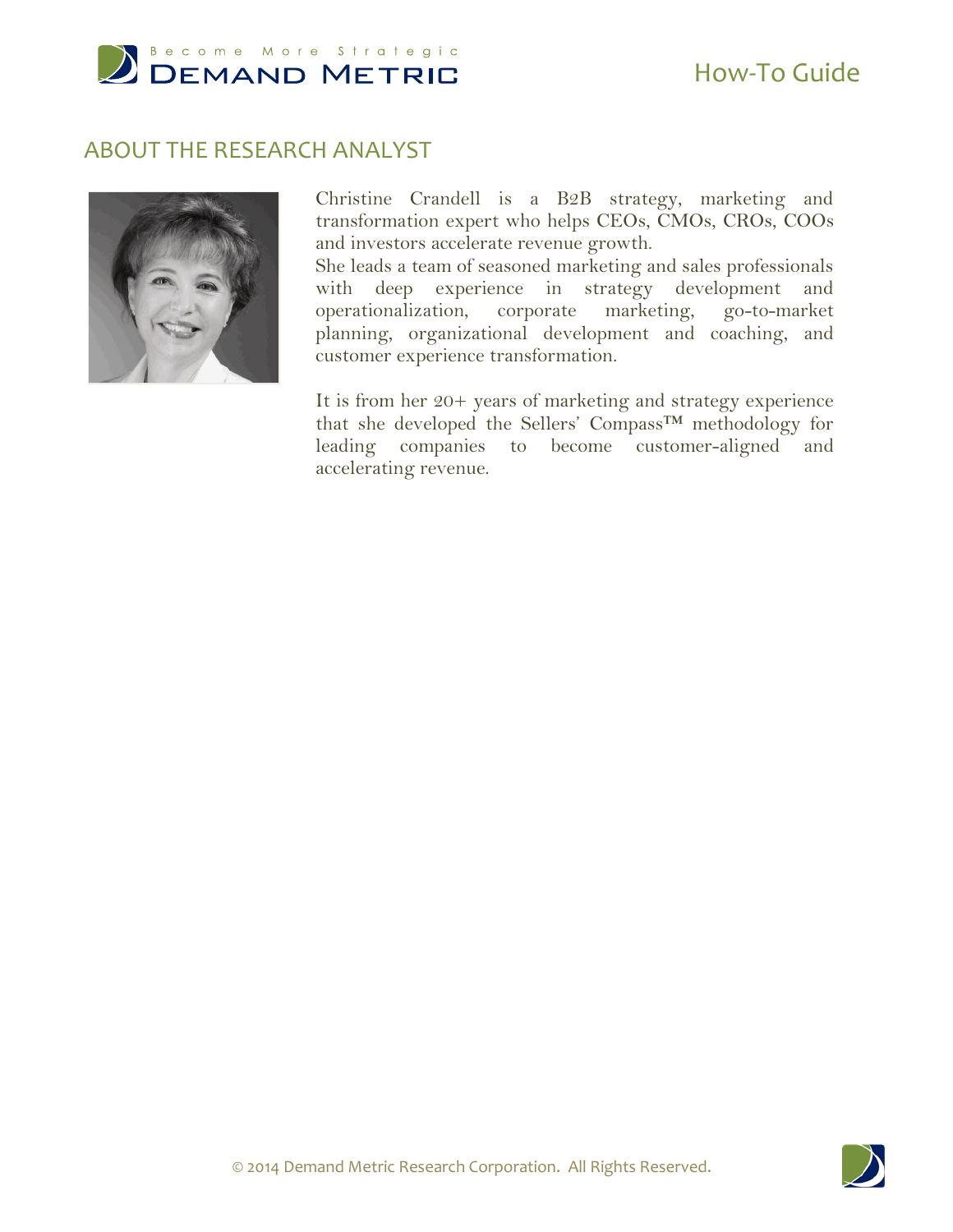## ABOUT THE RESEARCH ANALYST

Christine Crandell is a B2B strategy, marketing and transformation expert who helps CEOs, CMOs, CROs, COOs and investors accelerate revenue growth.

She leads a team of seasoned marketing and sales professionals with deep experience in strategy development and operationalization, corporate marketing, go-to-market planning, organizational development and coaching, and customer experience transformation.

It is from her 20+ years of marketing and strategy experience that she developed the Sellers' Compass™ methodology for leading companies to become customer-aligned and accelerating revenue.